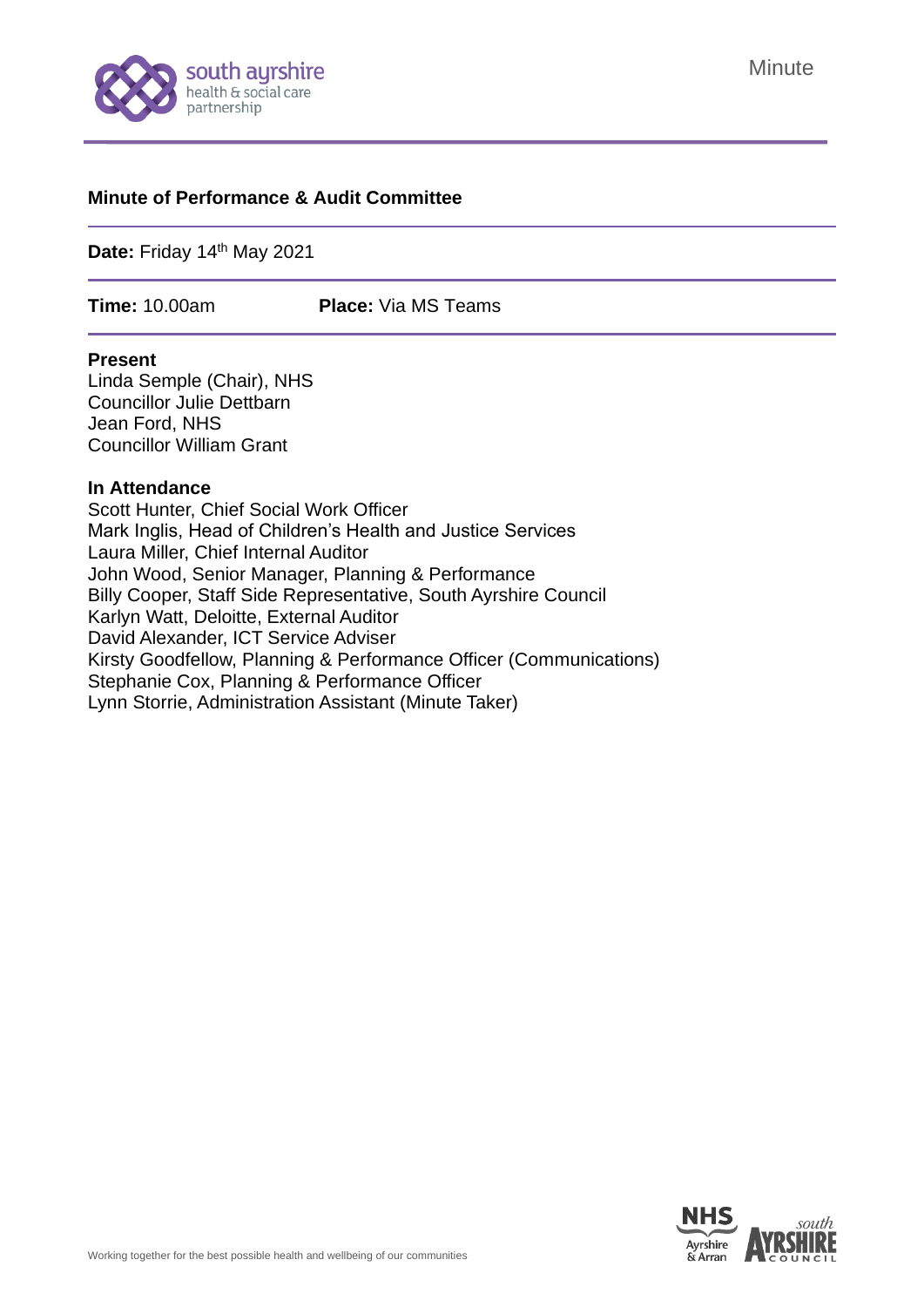Minute

**Minute of Performance & Audit Committee**

**Date:** Friday 14th May 2021

**Time:** 10.00am **Place:** Via MS Teams

**Present**

Linda Semple (Chair), NHS
Councillor Julie Dettbarn
Jean Ford, NHS
Councillor William Grant

**In Attendance**

Scott Hunter, Chief Social Work Officer
Mark Inglis, Head of Children's Health and Justice Services
Laura Miller, Chief Internal Auditor
John Wood, Senior Manager, Planning & Performance
Billy Cooper, Staff Side Representative, South Ayrshire Council
Karlyn Watt, Deloitte, External Auditor
David Alexander, ICT Service Adviser
Kirsty Goodfellow, Planning & Performance Officer (Communications)
Stephanie Cox, Planning & Performance Officer
Lynn Storrie, Administration Assistant (Minute Taker)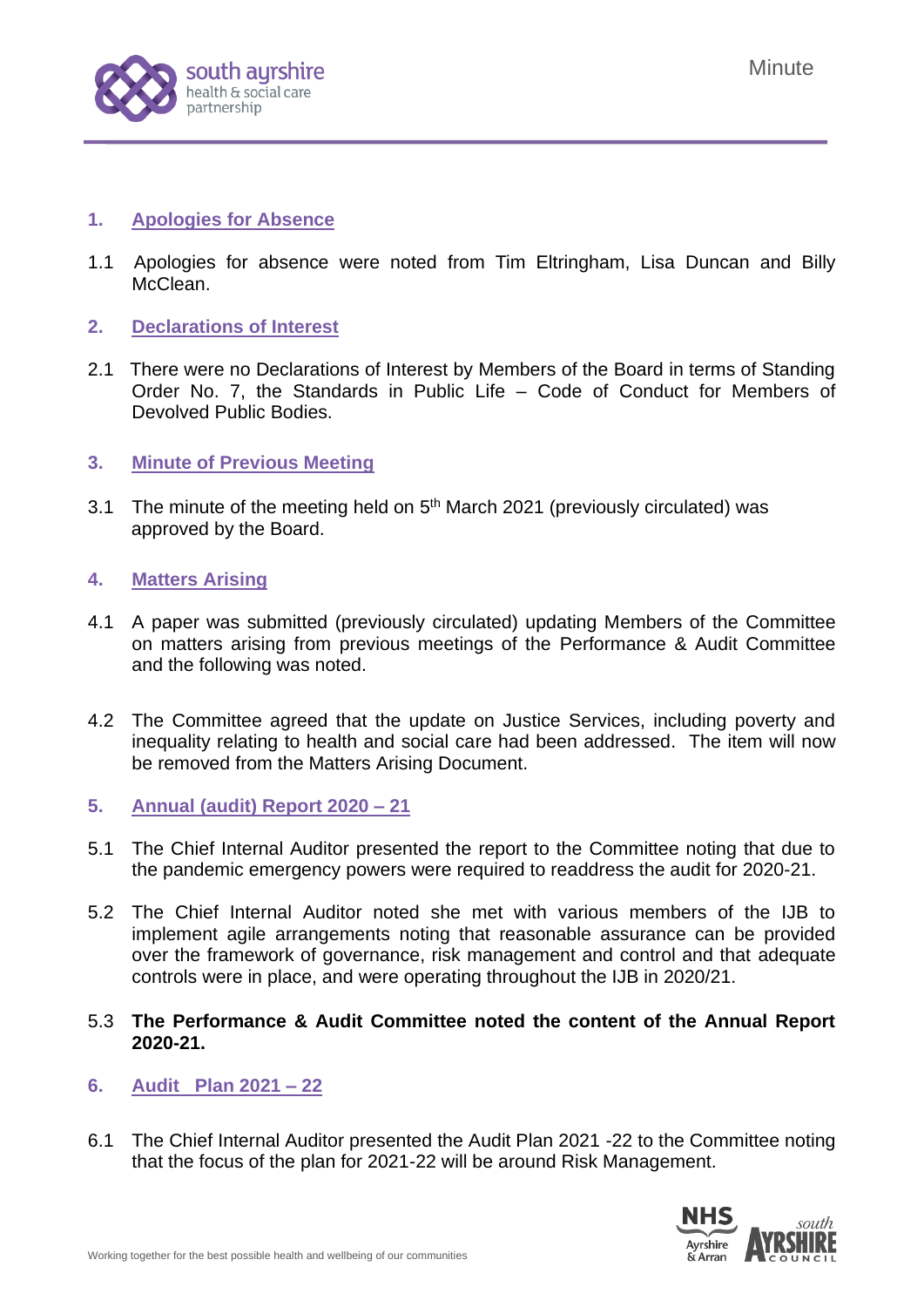## 1. Apologies for Absence

1.1 Apologies for absence were noted from Tim Eltringham, Lisa Duncan and Billy McClean.

## 2. Declarations of Interest

2.1 There were no Declarations of Interest by Members of the Board in terms of Standing Order No. 7, the Standards in Public Life – Code of Conduct for Members of Devolved Public Bodies.

## 3. Minute of Previous Meeting

3.1 The minute of the meeting held on 5th March 2021 (previously circulated) was approved by the Board.

## 4. Matters Arising

4.1 A paper was submitted (previously circulated) updating Members of the Committee on matters arising from previous meetings of the Performance & Audit Committee and the following was noted.

4.2 The Committee agreed that the update on Justice Services, including poverty and inequality relating to health and social care had been addressed. The item will now be removed from the Matters Arising Document.

## 5. Annual (audit) Report 2020 – 21

5.1 The Chief Internal Auditor presented the report to the Committee noting that due to the pandemic emergency powers were required to readdress the audit for 2020-21.

5.2 The Chief Internal Auditor noted she met with various members of the IJB to implement agile arrangements noting that reasonable assurance can be provided over the framework of governance, risk management and control and that adequate controls were in place, and were operating throughout the IJB in 2020/21.

5.3 **The Performance & Audit Committee noted the content of the Annual Report 2020-21.**

## 6. Audit Plan 2021 – 22

6.1 The Chief Internal Auditor presented the Audit Plan 2021 -22 to the Committee noting that the focus of the plan for 2021-22 will be around Risk Management.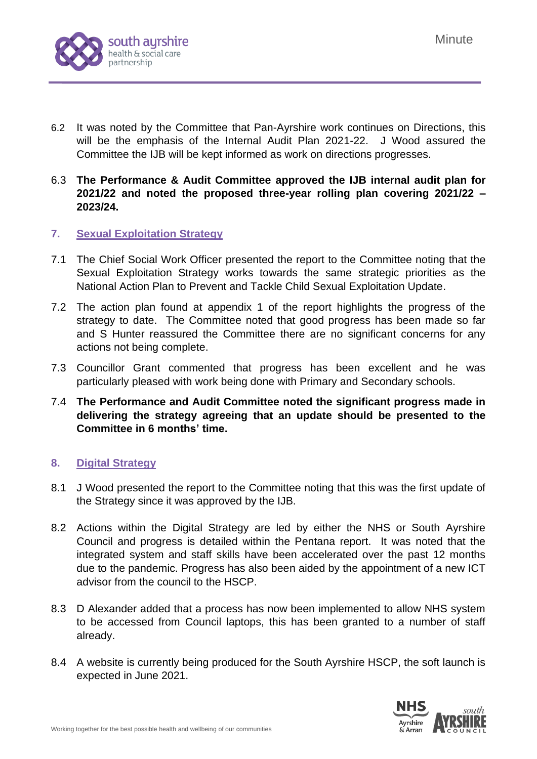6.2 It was noted by the Committee that Pan-Ayrshire work continues on Directions, this will be the emphasis of the Internal Audit Plan 2021-22. J Wood assured the Committee the IJB will be kept informed as work on directions progresses.

6.3 **The Performance & Audit Committee approved the IJB internal audit plan for 2021/22 and noted the proposed three-year rolling plan covering 2021/22 – 2023/24.**

## 7. Sexual Exploitation Strategy

7.1 The Chief Social Work Officer presented the report to the Committee noting that the Sexual Exploitation Strategy works towards the same strategic priorities as the National Action Plan to Prevent and Tackle Child Sexual Exploitation Update.

7.2 The action plan found at appendix 1 of the report highlights the progress of the strategy to date. The Committee noted that good progress has been made so far and S Hunter reassured the Committee there are no significant concerns for any actions not being complete.

7.3 Councillor Grant commented that progress has been excellent and he was particularly pleased with work being done with Primary and Secondary schools.

7.4 **The Performance and Audit Committee noted the significant progress made in delivering the strategy agreeing that an update should be presented to the Committee in 6 months' time.**

## 8. Digital Strategy

8.1 J Wood presented the report to the Committee noting that this was the first update of the Strategy since it was approved by the IJB.

8.2 Actions within the Digital Strategy are led by either the NHS or South Ayrshire Council and progress is detailed within the Pentana report. It was noted that the integrated system and staff skills have been accelerated over the past 12 months due to the pandemic. Progress has also been aided by the appointment of a new ICT advisor from the council to the HSCP.

8.3 D Alexander added that a process has now been implemented to allow NHS system to be accessed from Council laptops, this has been granted to a number of staff already.

8.4 A website is currently being produced for the South Ayrshire HSCP, the soft launch is expected in June 2021.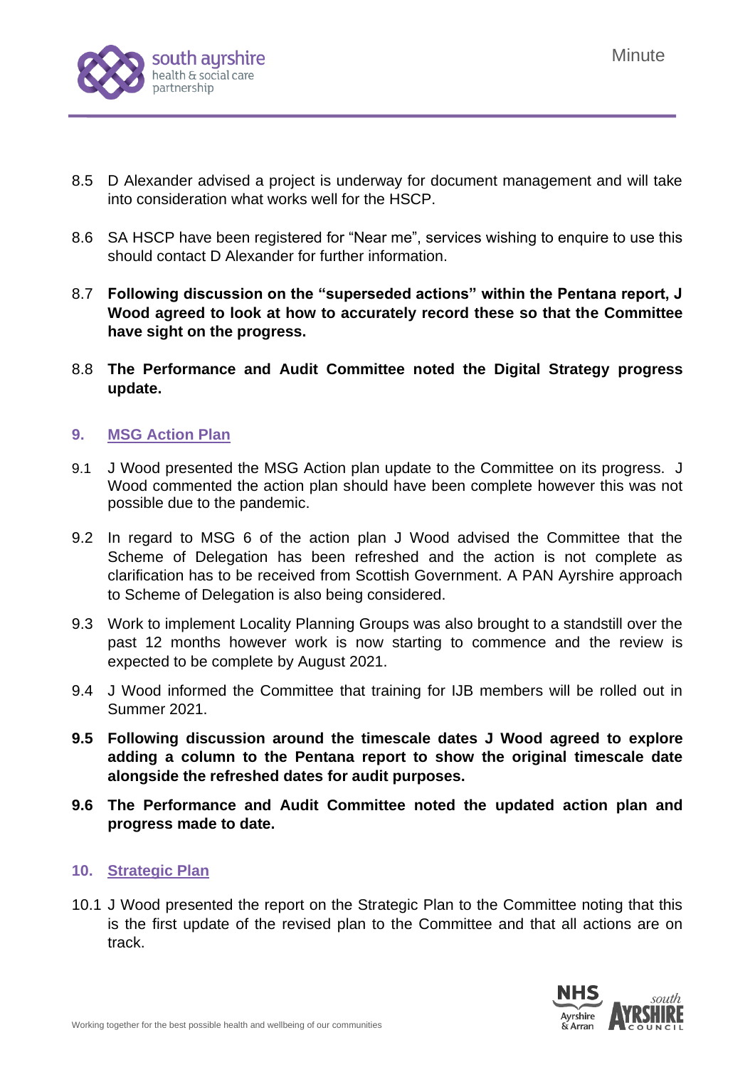8.5 D Alexander advised a project is underway for document management and will take into consideration what works well for the HSCP.

8.6 SA HSCP have been registered for "Near me", services wishing to enquire to use this should contact D Alexander for further information.

8.7 **Following discussion on the "superseded actions" within the Pentana report, J Wood agreed to look at how to accurately record these so that the Committee have sight on the progress.**

8.8 **The Performance and Audit Committee noted the Digital Strategy progress update.**

## 9. MSG Action Plan

9.1 J Wood presented the MSG Action plan update to the Committee on its progress. J Wood commented the action plan should have been complete however this was not possible due to the pandemic.

9.2 In regard to MSG 6 of the action plan J Wood advised the Committee that the Scheme of Delegation has been refreshed and the action is not complete as clarification has to be received from Scottish Government. A PAN Ayrshire approach to Scheme of Delegation is also being considered.

9.3 Work to implement Locality Planning Groups was also brought to a standstill over the past 12 months however work is now starting to commence and the review is expected to be complete by August 2021.

9.4 J Wood informed the Committee that training for IJB members will be rolled out in Summer 2021.

**9.5 Following discussion around the timescale dates J Wood agreed to explore adding a column to the Pentana report to show the original timescale date alongside the refreshed dates for audit purposes.**

**9.6 The Performance and Audit Committee noted the updated action plan and progress made to date.**

## 10. Strategic Plan

10.1 J Wood presented the report on the Strategic Plan to the Committee noting that this is the first update of the revised plan to the Committee and that all actions are on track.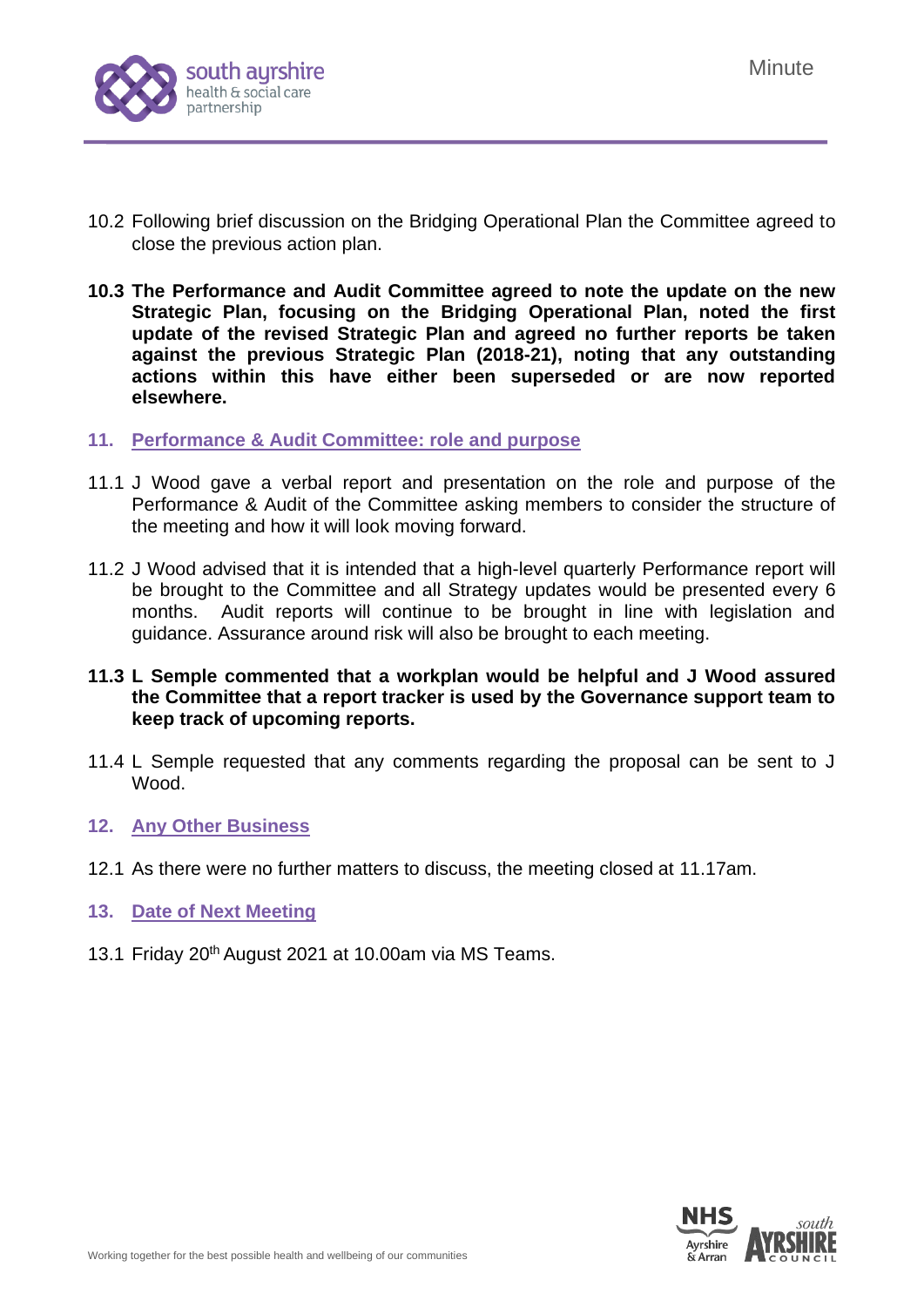10.2 Following brief discussion on the Bridging Operational Plan the Committee agreed to close the previous action plan.

**10.3 The Performance and Audit Committee agreed to note the update on the new Strategic Plan, focusing on the Bridging Operational Plan, noted the first update of the revised Strategic Plan and agreed no further reports be taken against the previous Strategic Plan (2018-21), noting that any outstanding actions within this have either been superseded or are now reported elsewhere.**

## 11. Performance & Audit Committee: role and purpose

11.1 J Wood gave a verbal report and presentation on the role and purpose of the Performance & Audit of the Committee asking members to consider the structure of the meeting and how it will look moving forward.

11.2 J Wood advised that it is intended that a high-level quarterly Performance report will be brought to the Committee and all Strategy updates would be presented every 6 months. Audit reports will continue to be brought in line with legislation and guidance. Assurance around risk will also be brought to each meeting.

**11.3 L Semple commented that a workplan would be helpful and J Wood assured the Committee that a report tracker is used by the Governance support team to keep track of upcoming reports.**

11.4 L Semple requested that any comments regarding the proposal can be sent to J Wood.

## 12. Any Other Business

12.1 As there were no further matters to discuss, the meeting closed at 11.17am.

## 13. Date of Next Meeting

13.1 Friday 20th August 2021 at 10.00am via MS Teams.